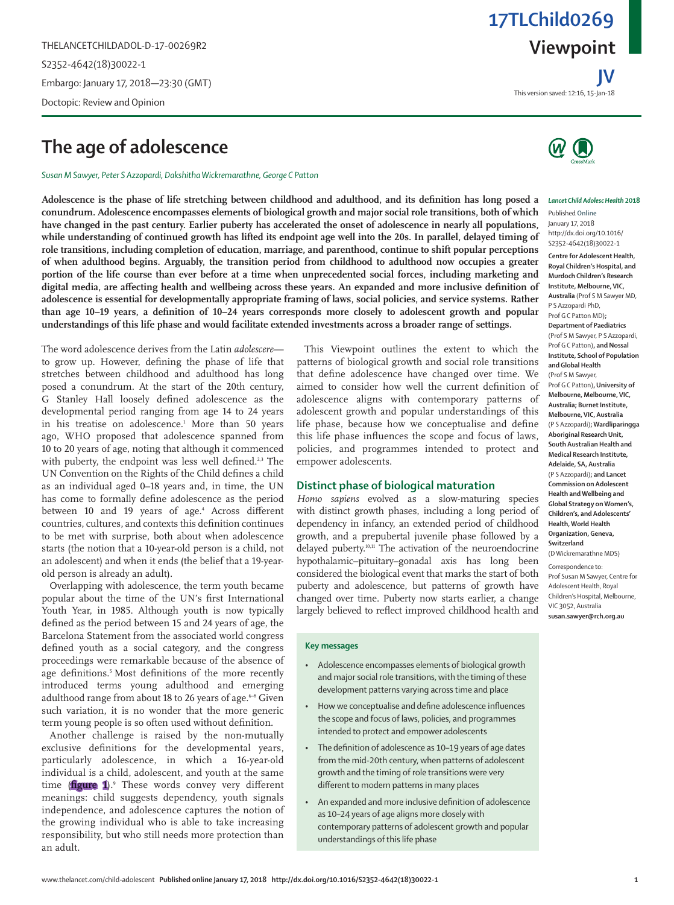# The age of adolescence

*Susan M Sawyer, Peter S Azzopardi, Dakshitha Wickremarathne, George C Patton*

**Adolescence is the phase of life stretching between childhood and adulthood, and its definition has long posed a conundrum. Adolescence encompasses elements of biological growth and major social role transitions, both of which have changed in the past century. Earlier puberty has accelerated the onset of adolescence in nearly all populations, while understanding of continued growth has lifted its endpoint age well into the 20s. In parallel, delayed timing of role transitions, including completion of education, marriage, and parenthood, continue to shift popular perceptions of when adulthood begins. Arguably, the transition period from childhood to adulthood now occupies a greater portion of the life course than ever before at a time when unprecedented social forces, including marketing and digital media, are affecting health and wellbeing across these years. An expanded and more inclusive definition of adolescence is essential for developmentally appropriate framing of laws, social policies, and service systems. Rather than age 10–19 years, a definition of 10–24 years corresponds more closely to adolescent growth and popular understandings of this life phase and would facilitate extended investments across a broader range of settings.**

*Lancet Child Adolesc Health* 2018

Published Online January 17, 2018 http://dx.doi.org/10.1016/S2352-4642(18)30022-1

**Centre for Adolescent Health, Royal Children's Hospital, and Murdoch Children's Research Institute, Melbourne, VIC, Australia** (Prof S M Sawyer MD, P S Azzopardi PhD, Prof G C Patton MD)**; Department of Paediatrics** (Prof S M Sawyer, P S Azzopardi, Prof G C Patton)**, and Nossal Institute, School of Population and Global Health** (Prof S M Sawyer, Prof G C Patton)**, University of Melbourne, Melbourne, VIC, Australia; Burnet Institute, Melbourne, VIC, Australia** (P S Azzopardi)**; Wardliparingga Aboriginal Research Unit, South Australian Health and Medical Research Institute, Adelaide, SA, Australia** (P S Azzopardi)**; and Lancet Commission on Adolescent Health and Wellbeing and Global Strategy on Women's, Children's, and Adolescents' Health, World Health Organization, Geneva, Switzerland** (D Wickremarathne MDS)

Correspondence to: Prof Susan M Sawyer, Centre for Adolescent Health, Royal Children's Hospital, Melbourne, VIC 3052, Australia **susan.sawyer@rch.org.au**

The word adolescence derives from the Latin *adolescere*—to grow up. However, defining the phase of life that stretches between childhood and adulthood has long posed a conundrum. At the start of the 20th century, G Stanley Hall loosely defined adolescence as the developmental period ranging from age 14 to 24 years in his treatise on adolescence.[1] More than 50 years ago, WHO proposed that adolescence spanned from 10 to 20 years of age, noting that although it commenced with puberty, the endpoint was less well defined.[2,3] The UN Convention on the Rights of the Child defines a child as an individual aged 0–18 years and, in time, the UN has come to formally define adolescence as the period between 10 and 19 years of age.[4] Across different countries, cultures, and contexts this definition continues to be met with surprise, both about when adolescence starts (the notion that a 10-year-old person is a child, not an adolescent) and when it ends (the belief that a 19-year-old person is already an adult).

Overlapping with adolescence, the term youth became popular about the time of the UN's first International Youth Year, in 1985. Although youth is now typically defined as the period between 15 and 24 years of age, the Barcelona Statement from the associated world congress defined youth as a social category, and the congress proceedings were remarkable because of the absence of age definitions.[5] Most definitions of the more recently introduced terms young adulthood and emerging adulthood range from about 18 to 26 years of age.[6–8] Given such variation, it is no wonder that the more generic term young people is so often used without definition.

Another challenge is raised by the non-mutually exclusive definitions for the developmental years, particularly adolescence, in which a 16-year-old individual is a child, adolescent, and youth at the same time (figure 1).[9] These words convey very different meanings: child suggests dependency, youth signals independence, and adolescence captures the notion of the growing individual who is able to take increasing responsibility, but who still needs more protection than an adult.

This Viewpoint outlines the extent to which the patterns of biological growth and social role transitions that define adolescence have changed over time. We aimed to consider how well the current definition of adolescence aligns with contemporary patterns of adolescent growth and popular understandings of this life phase, because how we conceptualise and define this life phase influences the scope and focus of laws, policies, and programmes intended to protect and empower adolescents.

## Distinct phase of biological maturation

*Homo sapiens* evolved as a slow-maturing species with distinct growth phases, including a long period of dependency in infancy, an extended period of childhood growth, and a prepubertal juvenile phase followed by a delayed puberty.[10,11] The activation of the neuroendocrine hypothalamic–pituitary–gonadal axis has long been considered the biological event that marks the start of both puberty and adolescence, but patterns of growth have changed over time. Puberty now starts earlier, a change largely believed to reflect improved childhood health and

### Key messages

- Adolescence encompasses elements of biological growth and major social role transitions, with the timing of these development patterns varying across time and place
- How we conceptualise and define adolescence influences the scope and focus of laws, policies, and programmes intended to protect and empower adolescents
- The definition of adolescence as 10–19 years of age dates from the mid-20th century, when patterns of adolescent growth and the timing of role transitions were very different to modern patterns in many places
- An expanded and more inclusive definition of adolescence as 10–24 years of age aligns more closely with contemporary patterns of adolescent growth and popular understandings of this life phase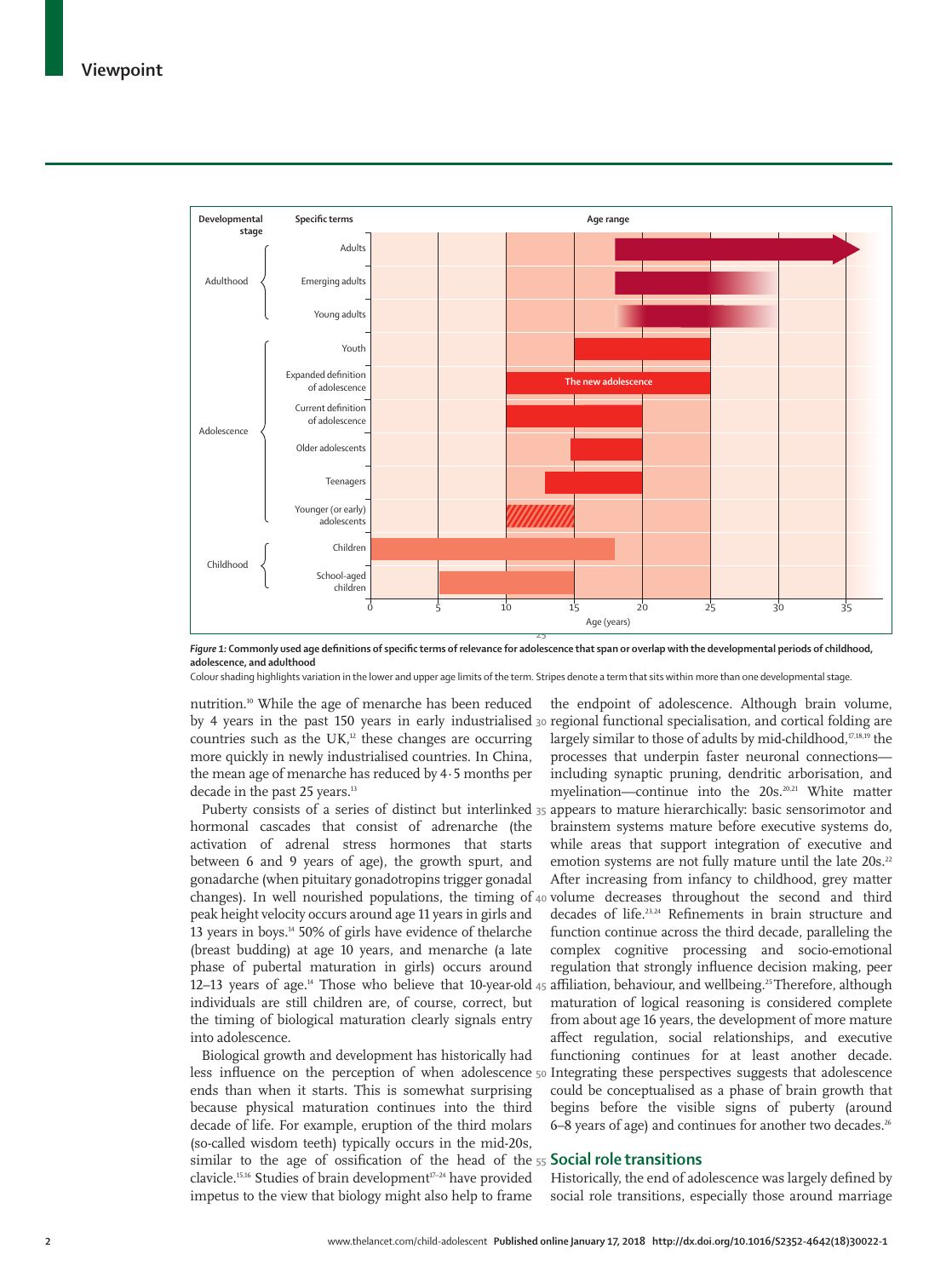*Figure 1:* **Commonly used age definitions of specific terms of relevance for adolescence that span or overlap with the developmental periods of childhood, adolescence, and adulthood**

Colour shading highlights variation in the lower and upper age limits of the term. Stripes denote a term that sits within more than one developmental stage.

nutrition.[10] While the age of menarche has been reduced by 4 years in the past 150 years in early industrialised countries such as the UK,[12] these changes are occurring more quickly in newly industrialised countries. In China, the mean age of menarche has reduced by 4·5 months per decade in the past 25 years.[13]

Puberty consists of a series of distinct but interlinked hormonal cascades that consist of adrenarche (the activation of adrenal stress hormones that starts between 6 and 9 years of age), the growth spurt, and gonadarche (when pituitary gonadotropins trigger gonadal changes). In well nourished populations, the timing of peak height velocity occurs around age 11 years in girls and 13 years in boys.[14] 50% of girls have evidence of thelarche (breast budding) at age 10 years, and menarche (a late phase of pubertal maturation in girls) occurs around 12–13 years of age.[14] Those who believe that 10-year-old individuals are still children are, of course, correct, but the timing of biological maturation clearly signals entry into adolescence.

Biological growth and development has historically had less influence on the perception of when adolescence ends than when it starts. This is somewhat surprising because physical maturation continues into the third decade of life. For example, eruption of the third molars (so-called wisdom teeth) typically occurs in the mid-20s, similar to the age of ossification of the head of the clavicle.[15,16] Studies of brain development[17–24] have provided impetus to the view that biology might also help to frame the endpoint of adolescence. Although brain volume, regional functional specialisation, and cortical folding are largely similar to those of adults by mid-childhood,[17,18,19] the processes that underpin faster neuronal connections—including synaptic pruning, dendritic arborisation, and myelination—continue into the 20s.[20,21] White matter appears to mature hierarchically: basic sensorimotor and brainstem systems mature before executive systems do, while areas that support integration of executive and emotion systems are not fully mature until the late 20s.[22] After increasing from infancy to childhood, grey matter volume decreases throughout the second and third decades of life.[23,24] Refinements in brain structure and function continue across the third decade, paralleling the complex cognitive processing and socio-emotional regulation that strongly influence decision making, peer affiliation, behaviour, and wellbeing.[25] Therefore, although maturation of logical reasoning is considered complete from about age 16 years, the development of more mature affect regulation, social relationships, and executive functioning continues for at least another decade. Integrating these perspectives suggests that adolescence could be conceptualised as a phase of brain growth that begins before the visible signs of puberty (around 6–8 years of age) and continues for another two decades.[26]

## Social role transitions

Historically, the end of adolescence was largely defined by social role transitions, especially those around marriage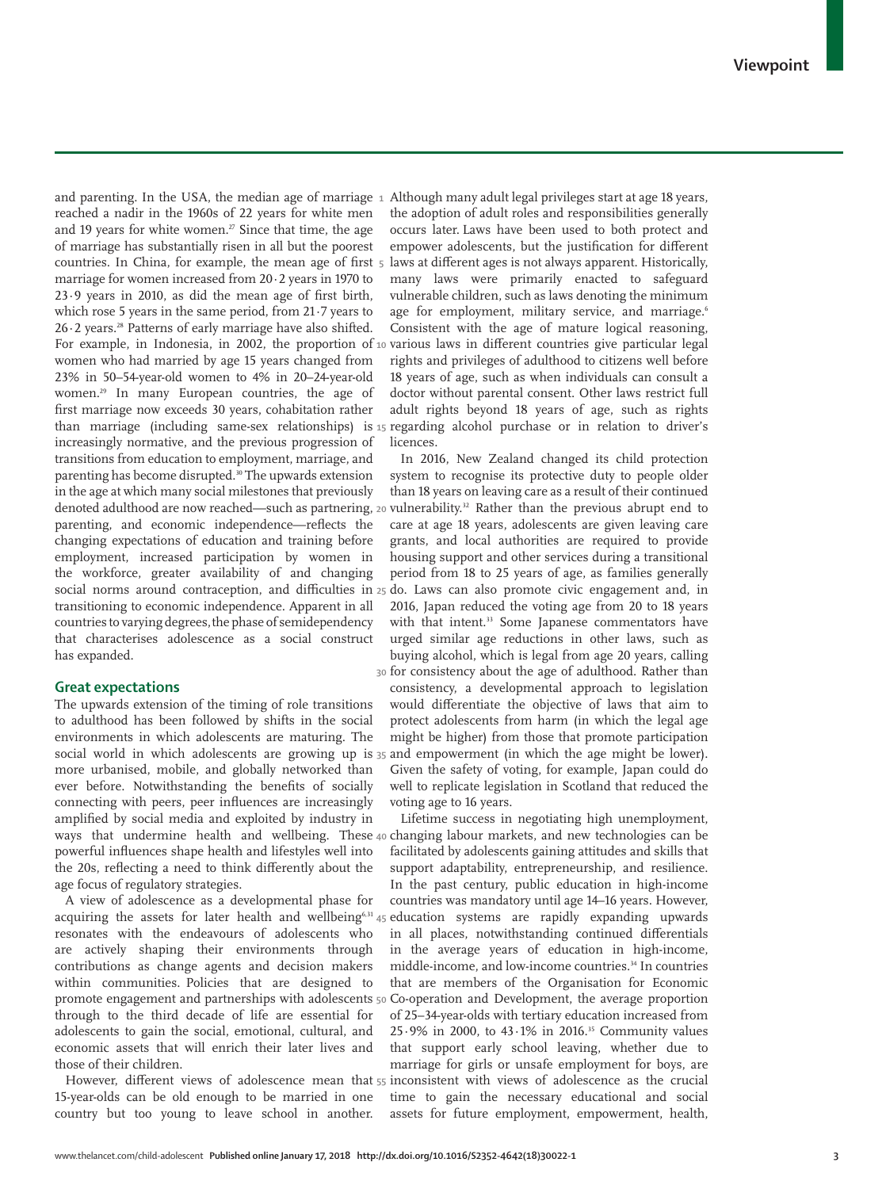and parenting. In the USA, the median age of marriage reached a nadir in the 1960s of 22 years for white men and 19 years for white women.[27] Since that time, the age of marriage has substantially risen in all but the poorest countries. In China, for example, the mean age of first marriage for women increased from 20·2 years in 1970 to 23·9 years in 2010, as did the mean age of first birth, which rose 5 years in the same period, from 21·7 years to 26·2 years.[28] Patterns of early marriage have also shifted. For example, in Indonesia, in 2002, the proportion of women who had married by age 15 years changed from 23% in 50–54-year-old women to 4% in 20–24-year-old women.[29] In many European countries, the age of first marriage now exceeds 30 years, cohabitation rather than marriage (including same-sex relationships) is increasingly normative, and the previous progression of transitions from education to employment, marriage, and parenting has become disrupted.[30] The upwards extension in the age at which many social milestones that previously denoted adulthood are now reached—such as partnering, parenting, and economic independence—reflects the changing expectations of education and training before employment, increased participation by women in the workforce, greater availability of and changing social norms around contraception, and difficulties in transitioning to economic independence. Apparent in all countries to varying degrees, the phase of semidependency that characterises adolescence as a social construct has expanded.

## Great expectations

The upwards extension of the timing of role transitions to adulthood has been followed by shifts in the social environments in which adolescents are maturing. The social world in which adolescents are growing up is more urbanised, mobile, and globally networked than ever before. Notwithstanding the benefits of socially connecting with peers, peer influences are increasingly amplified by social media and exploited by industry in ways that undermine health and wellbeing. These powerful influences shape health and lifestyles well into the 20s, reflecting a need to think differently about the age focus of regulatory strategies.

A view of adolescence as a developmental phase for acquiring the assets for later health and wellbeing[6,31] resonates with the endeavours of adolescents who are actively shaping their environments through contributions as change agents and decision makers within communities. Policies that are designed to promote engagement and partnerships with adolescents through to the third decade of life are essential for adolescents to gain the social, emotional, cultural, and economic assets that will enrich their later lives and those of their children.

However, different views of adolescence mean that 15-year-olds can be old enough to be married in one country but too young to leave school in another. Although many adult legal privileges start at age 18 years, the adoption of adult roles and responsibilities generally occurs later. Laws have been used to both protect and empower adolescents, but the justification for different laws at different ages is not always apparent. Historically, many laws were primarily enacted to safeguard vulnerable children, such as laws denoting the minimum age for employment, military service, and marriage.[6] Consistent with the age of mature logical reasoning, various laws in different countries give particular legal rights and privileges of adulthood to citizens well before 18 years of age, such as when individuals can consult a doctor without parental consent. Other laws restrict full adult rights beyond 18 years of age, such as rights regarding alcohol purchase or in relation to driver's licences.

In 2016, New Zealand changed its child protection system to recognise its protective duty to people older than 18 years on leaving care as a result of their continued vulnerability.[32] Rather than the previous abrupt end to care at age 18 years, adolescents are given leaving care grants, and local authorities are required to provide housing support and other services during a transitional period from 18 to 25 years of age, as families generally do. Laws can also promote civic engagement and, in 2016, Japan reduced the voting age from 20 to 18 years with that intent.[33] Some Japanese commentators have urged similar age reductions in other laws, such as buying alcohol, which is legal from age 20 years, calling for consistency about the age of adulthood. Rather than consistency, a developmental approach to legislation would differentiate the objective of laws that aim to protect adolescents from harm (in which the legal age might be higher) from those that promote participation and empowerment (in which the age might be lower). Given the safety of voting, for example, Japan could do well to replicate legislation in Scotland that reduced the voting age to 16 years.

Lifetime success in negotiating high unemployment, changing labour markets, and new technologies can be facilitated by adolescents gaining attitudes and skills that support adaptability, entrepreneurship, and resilience. In the past century, public education in high-income countries was mandatory until age 14–16 years. However, education systems are rapidly expanding upwards in all places, notwithstanding continued differentials in the average years of education in high-income, middle-income, and low-income countries.[34] In countries that are members of the Organisation for Economic Co-operation and Development, the average proportion of 25–34-year-olds with tertiary education increased from 25·9% in 2000, to 43·1% in 2016.[35] Community values that support early school leaving, whether due to marriage for girls or unsafe employment for boys, are inconsistent with views of adolescence as the crucial time to gain the necessary educational and social assets for future employment, empowerment, health,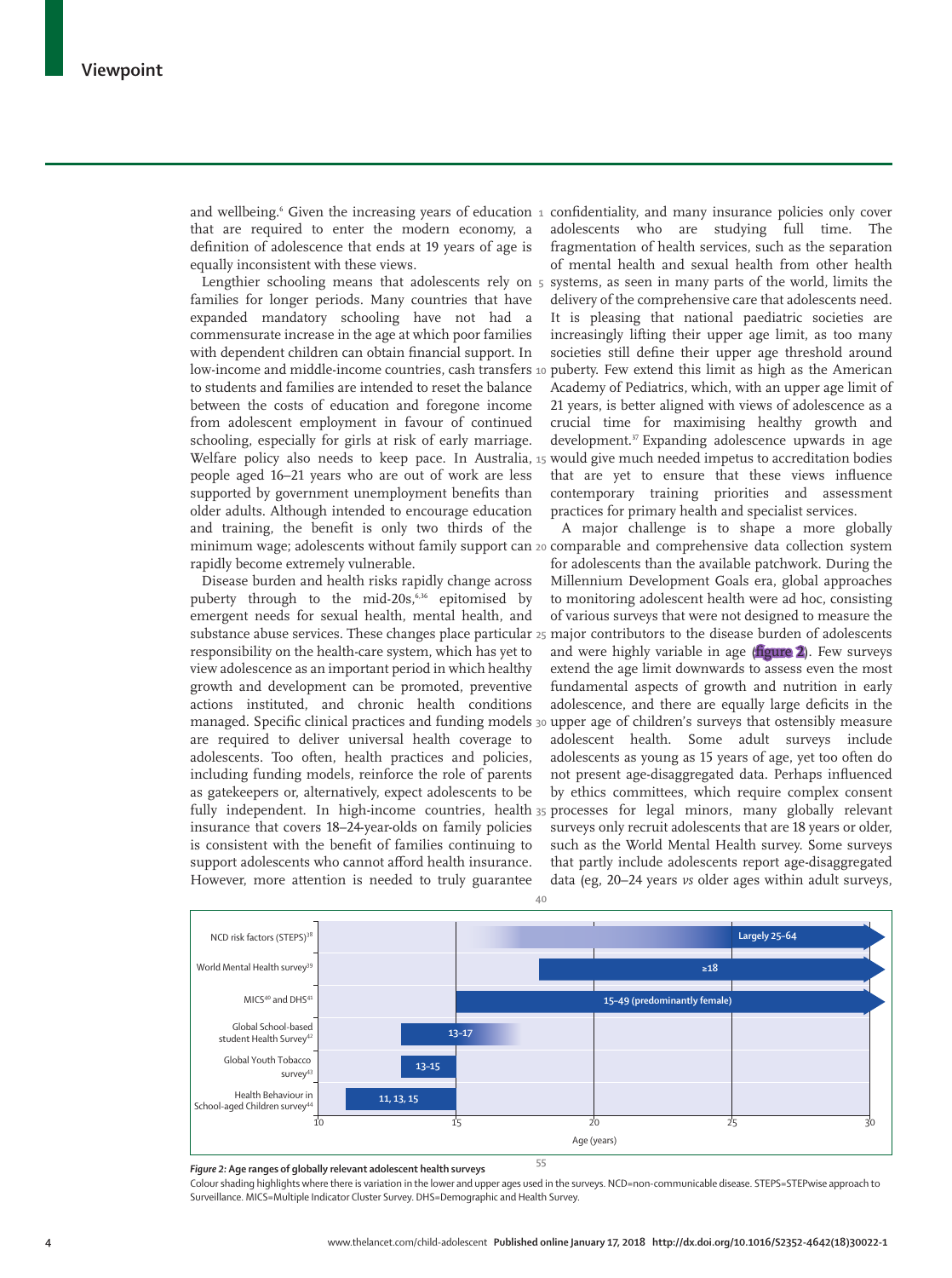and wellbeing.[6] Given the increasing years of education that are required to enter the modern economy, a definition of adolescence that ends at 19 years of age is equally inconsistent with these views.

Lengthier schooling means that adolescents rely on families for longer periods. Many countries that have expanded mandatory schooling have not had a commensurate increase in the age at which poor families with dependent children can obtain financial support. In low-income and middle-income countries, cash transfers to students and families are intended to reset the balance between the costs of education and foregone income from adolescent employment in favour of continued schooling, especially for girls at risk of early marriage. Welfare policy also needs to keep pace. In Australia, people aged 16–21 years who are out of work are less supported by government unemployment benefits than older adults. Although intended to encourage education and training, the benefit is only two thirds of the minimum wage; adolescents without family support can rapidly become extremely vulnerable.

Disease burden and health risks rapidly change across puberty through to the mid-20s,[6,36] epitomised by emergent needs for sexual health, mental health, and substance abuse services. These changes place particular responsibility on the health-care system, which has yet to view adolescence as an important period in which healthy growth and development can be promoted, preventive actions instituted, and chronic health conditions managed. Specific clinical practices and funding models are required to deliver universal health coverage to adolescents. Too often, health practices and policies, including funding models, reinforce the role of parents as gatekeepers or, alternatively, expect adolescents to be fully independent. In high-income countries, health insurance that covers 18–24-year-olds on family policies is consistent with the benefit of families continuing to support adolescents who cannot afford health insurance. However, more attention is needed to truly guarantee confidentiality, and many insurance policies only cover adolescents who are studying full time. The fragmentation of health services, such as the separation of mental health and sexual health from other health systems, as seen in many parts of the world, limits the delivery of the comprehensive care that adolescents need. It is pleasing that national paediatric societies are increasingly lifting their upper age limit, as too many societies still define their upper age threshold around puberty. Few extend this limit as high as the American Academy of Pediatrics, which, with an upper age limit of 21 years, is better aligned with views of adolescence as a crucial time for maximising healthy growth and development.[37] Expanding adolescence upwards in age would give much needed impetus to accreditation bodies that are yet to ensure that these views influence contemporary training priorities and assessment practices for primary health and specialist services.

A major challenge is to shape a more globally comparable and comprehensive data collection system for adolescents than the available patchwork. During the Millennium Development Goals era, global approaches to monitoring adolescent health were ad hoc, consisting of various surveys that were not designed to measure the major contributors to the disease burden of adolescents and were highly variable in age (figure 2). Few surveys extend the age limit downwards to assess even the most fundamental aspects of growth and nutrition in early adolescence, and there are equally large deficits in the upper age of children's surveys that ostensibly measure adolescent health. Some adult surveys include adolescents as young as 15 years of age, yet too often do not present age-disaggregated data. Perhaps influenced by ethics committees, which require complex consent processes for legal minors, many globally relevant surveys only recruit adolescents that are 18 years or older, such as the World Mental Health survey. Some surveys that partly include adolescents report age-disaggregated data (eg, 20–24 years *vs* older ages within adult surveys,

| Survey | Age range (years) |
|---|---|
| NCD risk factors (STEPS)[38] | Largely 25–64 |
| World Mental Health survey[39] | ≥18 |
| MICS[40] and DHS[41] | 15–49 (predominantly female) |
| Global School-based student Health Survey[42] | 13–17 |
| Global Youth Tobacco survey[43] | 13–15 |
| Health Behaviour in School-aged Children survey[44] | 11, 13, 15 |

*Figure 2:* **Age ranges of globally relevant adolescent health surveys**

Colour shading highlights where there is variation in the lower and upper ages used in the surveys. NCD=non-communicable disease. STEPS=STEPwise approach to Surveillance. MICS=Multiple Indicator Cluster Survey. DHS=Demographic and Health Survey.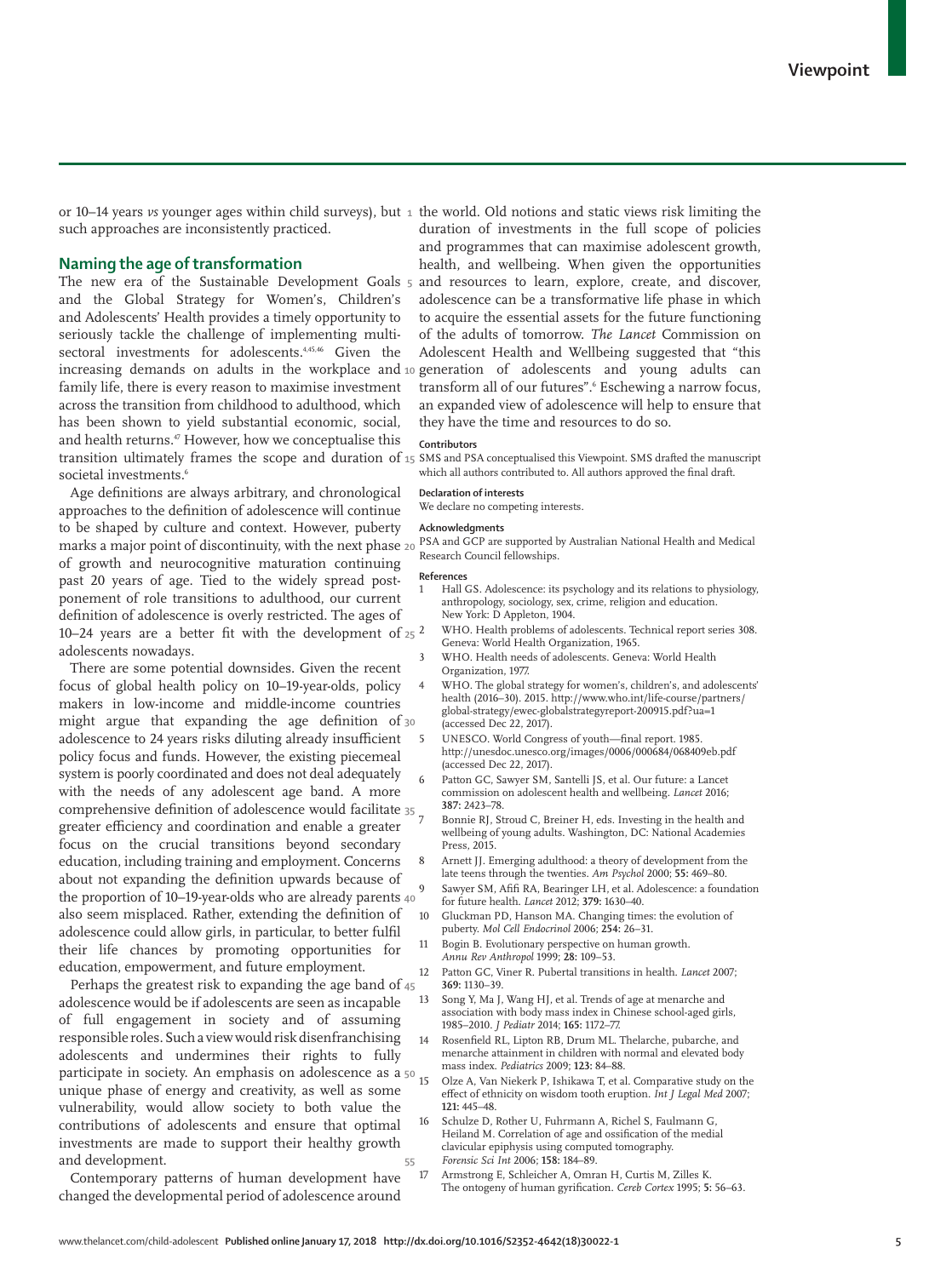or 10–14 years *vs* younger ages within child surveys), but such approaches are inconsistently practiced.

## Naming the age of transformation

The new era of the Sustainable Development Goals and the Global Strategy for Women's, Children's and Adolescents' Health provides a timely opportunity to seriously tackle the challenge of implementing multi-sectoral investments for adolescents.[4,45,46] Given the increasing demands on adults in the workplace and family life, there is every reason to maximise investment across the transition from childhood to adulthood, which has been shown to yield substantial economic, social, and health returns.[47] However, how we conceptualise this transition ultimately frames the scope and duration of societal investments.[6]

Age definitions are always arbitrary, and chronological approaches to the definition of adolescence will continue to be shaped by culture and context. However, puberty marks a major point of discontinuity, with the next phase of growth and neurocognitive maturation continuing past 20 years of age. Tied to the widely spread post-ponement of role transitions to adulthood, our current definition of adolescence is overly restricted. The ages of 10–24 years are a better fit with the development of adolescents nowadays.

There are some potential downsides. Given the recent focus of global health policy on 10–19-year-olds, policy makers in low-income and middle-income countries might argue that expanding the age definition of adolescence to 24 years risks diluting already insufficient policy focus and funds. However, the existing piecemeal system is poorly coordinated and does not deal adequately with the needs of any adolescent age band. A more comprehensive definition of adolescence would facilitate greater efficiency and coordination and enable a greater focus on the crucial transitions beyond secondary education, including training and employment. Concerns about not expanding the definition upwards because of the proportion of 10–19-year-olds who are already parents also seem misplaced. Rather, extending the definition of adolescence could allow girls, in particular, to better fulfil their life chances by promoting opportunities for education, empowerment, and future employment.

Perhaps the greatest risk to expanding the age band of adolescence would be if adolescents are seen as incapable of full engagement in society and of assuming responsible roles. Such a view would risk disenfranchising adolescents and undermines their rights to fully participate in society. An emphasis on adolescence as a unique phase of energy and creativity, as well as some vulnerability, would allow society to both value the contributions of adolescents and ensure that optimal investments are made to support their healthy growth and development.

Contemporary patterns of human development have changed the developmental period of adolescence around the world. Old notions and static views risk limiting the duration of investments in the full scope of policies and programmes that can maximise adolescent growth, health, and wellbeing. When given the opportunities and resources to learn, explore, create, and discover, adolescence can be a transformative life phase in which to acquire the essential assets for the future functioning of the adults of tomorrow. *The Lancet* Commission on Adolescent Health and Wellbeing suggested that "this generation of adolescents and young adults can transform all of our futures".[6] Eschewing a narrow focus, an expanded view of adolescence will help to ensure that they have the time and resources to do so.

#### Contributors

SMS and PSA conceptualised this Viewpoint. SMS drafted the manuscript which all authors contributed to. All authors approved the final draft.

#### Declaration of interests

We declare no competing interests.

#### Acknowledgments

PSA and GCP are supported by Australian National Health and Medical Research Council fellowships.

#### References

1. Hall GS. Adolescence: its psychology and its relations to physiology, anthropology, sociology, sex, crime, religion and education. New York: D Appleton, 1904.
2. WHO. Health problems of adolescents. Technical report series 308. Geneva: World Health Organization, 1965.
3. WHO. Health needs of adolescents. Geneva: World Health Organization, 1977.
4. WHO. The global strategy for women's, children's, and adolescents' health (2016–30). 2015. http://www.who.int/life-course/partners/global-strategy/ewec-globalstrategyreport-200915.pdf?ua=1 (accessed Dec 22, 2017).
5. UNESCO. World Congress of youth—final report. 1985. http://unesdoc.unesco.org/images/0006/000684/068409eb.pdf (accessed Dec 22, 2017).
6. Patton GC, Sawyer SM, Santelli JS, et al. Our future: a Lancet commission on adolescent health and wellbeing. *Lancet* 2016; **387:** 2423–78.
7. Bonnie RJ, Stroud C, Breiner H, eds. Investing in the health and wellbeing of young adults. Washington, DC: National Academies Press, 2015.
8. Arnett JJ. Emerging adulthood: a theory of development from the late teens through the twenties. *Am Psychol* 2000; **55:** 469–80.
9. Sawyer SM, Afifi RA, Bearinger LH, et al. Adolescence: a foundation for future health. *Lancet* 2012; **379:** 1630–40.
10. Gluckman PD, Hanson MA. Changing times: the evolution of puberty. *Mol Cell Endocrinol* 2006; **254:** 26–31.
11. Bogin B. Evolutionary perspective on human growth. *Annu Rev Anthropol* 1999; **28:** 109–53.
12. Patton GC, Viner R. Pubertal transitions in health. *Lancet* 2007; **369:** 1130–39.
13. Song Y, Ma J, Wang HJ, et al. Trends of age at menarche and association with body mass index in Chinese school-aged girls, 1985–2010. *J Pediatr* 2014; **165:** 1172–77.
14. Rosenfield RL, Lipton RB, Drum ML. Thelarche, pubarche, and menarche attainment in children with normal and elevated body mass index. *Pediatrics* 2009; **123:** 84–88.
15. Olze A, Van Niekerk P, Ishikawa T, et al. Comparative study on the effect of ethnicity on wisdom tooth eruption. *Int J Legal Med* 2007; **121:** 445–48.
16. Schulze D, Rother U, Fuhrmann A, Richel S, Faulmann G, Heiland M. Correlation of age and ossification of the medial clavicular epiphysis using computed tomography. *Forensic Sci Int* 2006; **158:** 184–89.
17. Armstrong E, Schleicher A, Omran H, Curtis M, Zilles K. The ontogeny of human gyrification. *Cereb Cortex* 1995; **5:** 56–63.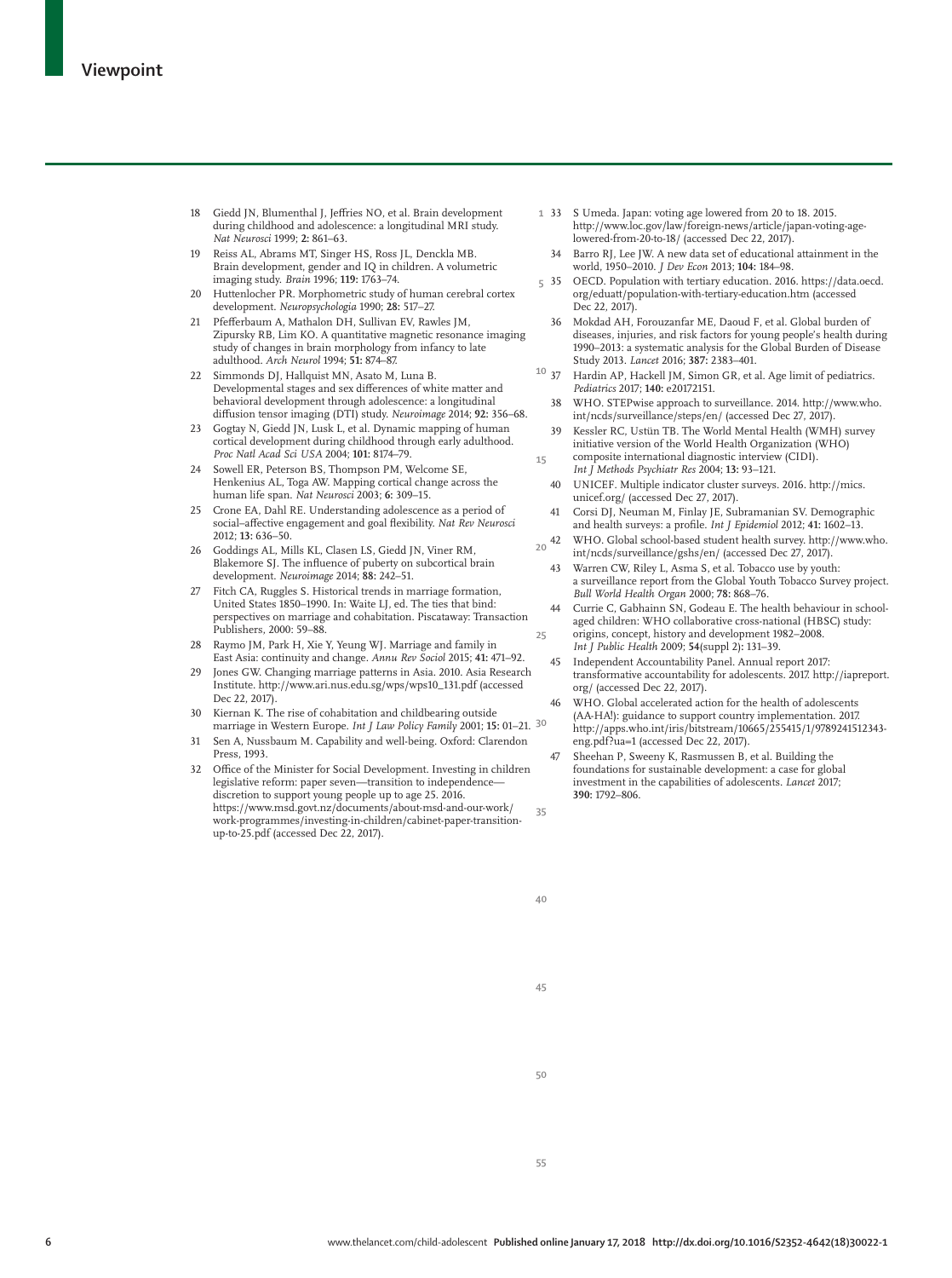18 Giedd JN, Blumenthal J, Jeffries NO, et al. Brain development during childhood and adolescence: a longitudinal MRI study. *Nat Neurosci* 1999; **2:** 861–63.

19 Reiss AL, Abrams MT, Singer HS, Ross JL, Denckla MB. Brain development, gender and IQ in children. A volumetric imaging study. *Brain* 1996; **119:** 1763–74.

20 Huttenlocher PR. Morphometric study of human cerebral cortex development. *Neuropsychologia* 1990; **28:** 517–27.

21 Pfefferbaum A, Mathalon DH, Sullivan EV, Rawles JM, Zipursky RB, Lim KO. A quantitative magnetic resonance imaging study of changes in brain morphology from infancy to late adulthood. *Arch Neurol* 1994; **51:** 874–87.

22 Simmonds DJ, Hallquist MN, Asato M, Luna B. Developmental stages and sex differences of white matter and behavioral development through adolescence: a longitudinal diffusion tensor imaging (DTI) study. *Neuroimage* 2014; **92:** 356–68.

23 Gogtay N, Giedd JN, Lusk L, et al. Dynamic mapping of human cortical development during childhood through early adulthood. *Proc Natl Acad Sci USA* 2004; **101:** 8174–79.

24 Sowell ER, Peterson BS, Thompson PM, Welcome SE, Henkenius AL, Toga AW. Mapping cortical change across the human life span. *Nat Neurosci* 2003; **6:** 309–15.

25 Crone EA, Dahl RE. Understanding adolescence as a period of social–affective engagement and goal flexibility. *Nat Rev Neurosci* 2012; **13:** 636–50.

26 Goddings AL, Mills KL, Clasen LS, Giedd JN, Viner RM, Blakemore SJ. The influence of puberty on subcortical brain development. *Neuroimage* 2014; **88:** 242–51.

27 Fitch CA, Ruggles S. Historical trends in marriage formation, United States 1850–1990. In: Waite LJ, ed. The ties that bind: perspectives on marriage and cohabitation. Piscataway: Transaction Publishers, 2000: 59–88.

28 Raymo JM, Park H, Xie Y, Yeung WJ. Marriage and family in East Asia: continuity and change. *Annu Rev Sociol* 2015; **41:** 471–92.

29 Jones GW. Changing marriage patterns in Asia. 2010. Asia Research Institute. http://www.ari.nus.edu.sg/wps/wps10_131.pdf (accessed Dec 22, 2017).

30 Kiernan K. The rise of cohabitation and childbearing outside marriage in Western Europe. *Int J Law Policy Family* 2001; **15:** 01–21.

31 Sen A, Nussbaum M. Capability and well-being. Oxford: Clarendon Press, 1993.

32 Office of the Minister for Social Development. Investing in children legislative reform: paper seven—transition to independence—discretion to support young people up to age 25. 2016. https://www.msd.govt.nz/documents/about-msd-and-our-work/work-programmes/investing-in-children/cabinet-paper-transition-up-to-25.pdf (accessed Dec 22, 2017).

33 S Umeda. Japan: voting age lowered from 20 to 18. 2015. http://www.loc.gov/law/foreign-news/article/japan-voting-age-lowered-from-20-to-18/ (accessed Dec 22, 2017).

34 Barro RJ, Lee JW. A new data set of educational attainment in the world, 1950–2010. *J Dev Econ* 2013; **104:** 184–98.

35 OECD. Population with tertiary education. 2016. https://data.oecd.org/eduatt/population-with-tertiary-education.htm (accessed Dec 22, 2017).

36 Mokdad AH, Forouzanfar ME, Daoud F, et al. Global burden of diseases, injuries, and risk factors for young people's health during 1990–2013: a systematic analysis for the Global Burden of Disease Study 2013. *Lancet* 2016; **387:** 2383–401.

37 Hardin AP, Hackell JM, Simon GR, et al. Age limit of pediatrics. *Pediatrics* 2017; **140:** e20172151.

38 WHO. STEPwise approach to surveillance. 2014. http://www.who.int/ncds/surveillance/steps/en/ (accessed Dec 27, 2017).

39 Kessler RC, Ustün TB. The World Mental Health (WMH) survey initiative version of the World Health Organization (WHO) composite international diagnostic interview (CIDI). *Int J Methods Psychiatr Res* 2004; **13:** 93–121.

40 UNICEF. Multiple indicator cluster surveys. 2016. http://mics.unicef.org/ (accessed Dec 27, 2017).

41 Corsi DJ, Neuman M, Finlay JE, Subramanian SV. Demographic and health surveys: a profile. *Int J Epidemiol* 2012; **41:** 1602–13.

42 WHO. Global school-based student health survey. http://www.who.int/ncds/surveillance/gshs/en/ (accessed Dec 27, 2017).

43 Warren CW, Riley L, Asma S, et al. Tobacco use by youth: a surveillance report from the Global Youth Tobacco Survey project. *Bull World Health Organ* 2000; **78:** 868–76.

44 Currie C, Gabhainn SN, Godeau E. The health behaviour in school-aged children: WHO collaborative cross-national (HBSC) study: origins, concept, history and development 1982–2008. *Int J Public Health* 2009; **54**(suppl 2)**:** 131–39.

45 Independent Accountability Panel. Annual report 2017: transformative accountability for adolescents. 2017. http://iapreport.org/ (accessed Dec 22, 2017).

46 WHO. Global accelerated action for the health of adolescents (AA-HA!): guidance to support country implementation. 2017. http://apps.who.int/iris/bitstream/10665/255415/1/9789241512343-eng.pdf?ua=1 (accessed Dec 22, 2017).

47 Sheehan P, Sweeny K, Rasmussen B, et al. Building the foundations for sustainable development: a case for global investment in the capabilities of adolescents. *Lancet* 2017; **390:** 1792–806.